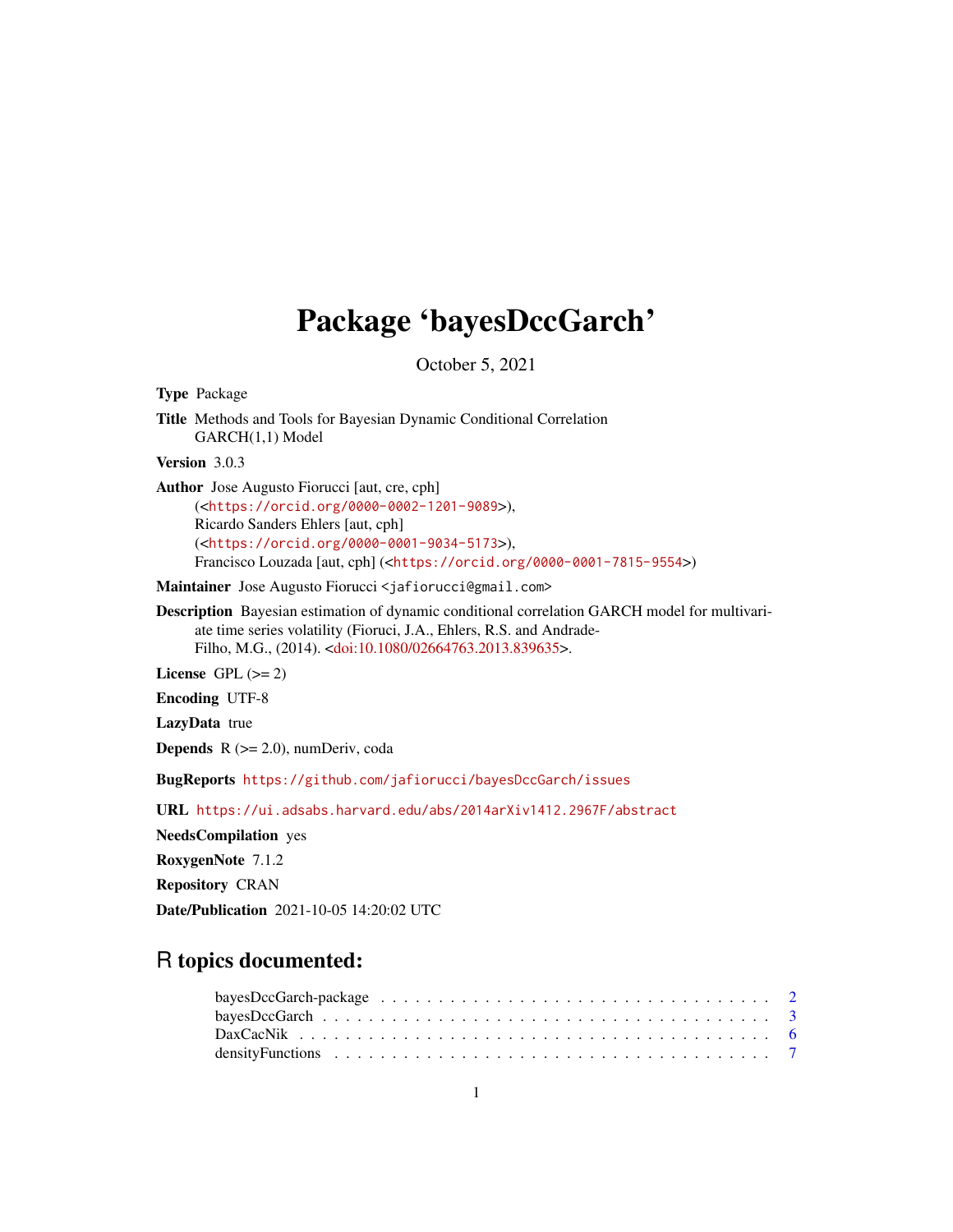# Package 'bayesDccGarch'

October 5, 2021

**Type** Package

**Title** Methods and Tools for Bayesian Dynamic Conditional Correlation GARCH(1,1) Model

**Version** 3.0.3

**Author** Jose Augusto Fiorucci [aut, cre, cph] (<https://orcid.org/0000-0002-1201-9089>), Ricardo Sanders Ehlers [aut, cph] (<https://orcid.org/0000-0001-9034-5173>), Francisco Louzada [aut, cph] (<https://orcid.org/0000-0001-7815-9554>)

**Maintainer** Jose Augusto Fiorucci <jafiorucci@gmail.com>

**Description** Bayesian estimation of dynamic conditional correlation GARCH model for multivariate time series volatility (Fioruci, J.A., Ehlers, R.S. and Andrade-Filho, M.G., (2014). <doi:10.1080/02664763.2013.839635>.

**License** GPL (>= 2)

**Encoding** UTF-8

**LazyData** true

**Depends** R (>= 2.0), numDeriv, coda

**BugReports** https://github.com/jafiorucci/bayesDccGarch/issues

**URL** https://ui.adsabs.harvard.edu/abs/2014arXiv1412.2967F/abstract

**NeedsCompilation** yes

**RoxygenNote** 7.1.2

**Repository** CRAN

**Date/Publication** 2021-10-05 14:20:02 UTC

## R topics documented:

| | |
|---|---|
| bayesDccGarch-package | 2 |
| bayesDccGarch | 3 |
| DaxCacNik | 6 |
| densityFunctions | 7 |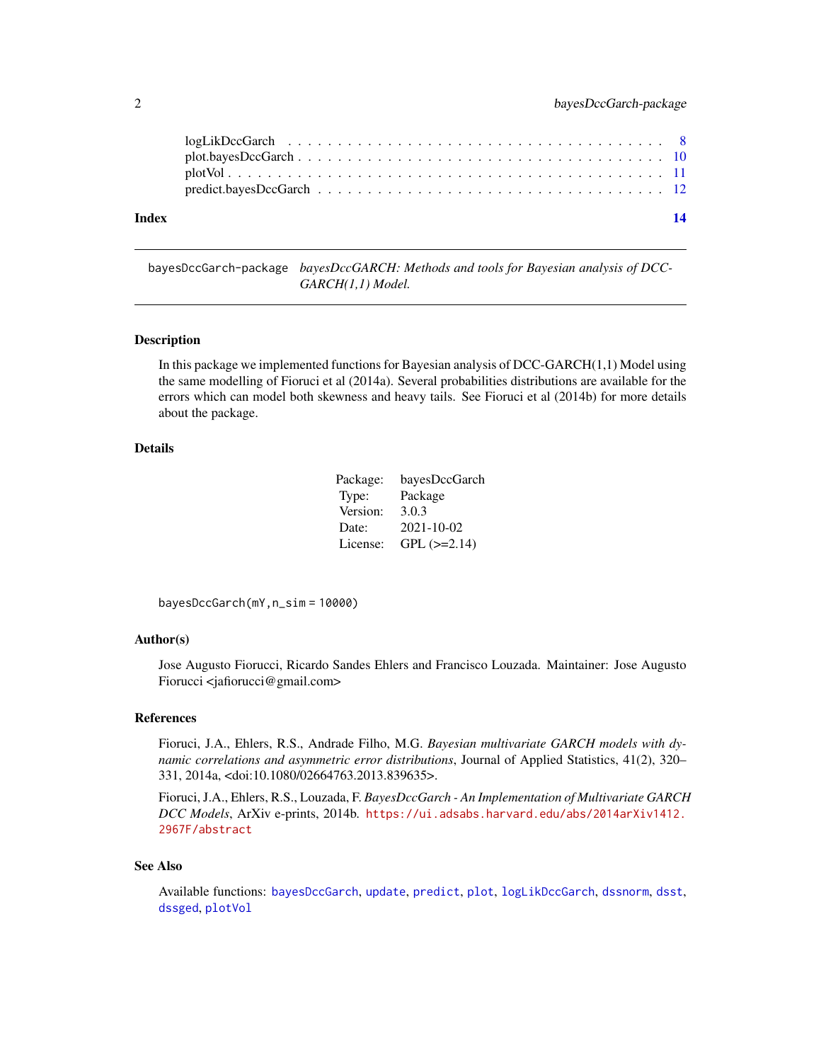logLikDccGarch . . . . . . . . . . . . . . . . . . . . . . . . . . . . . . . . . 8
plot.bayesDccGarch . . . . . . . . . . . . . . . . . . . . . . . . . . . . . . . . 10
plotVol . . . . . . . . . . . . . . . . . . . . . . . . . . . . . . . . . . . . . . 11
predict.bayesDccGarch . . . . . . . . . . . . . . . . . . . . . . . . . . . . . . 12

**Index** **14**

---

bayesDccGarch-package *bayesDccGARCH: Methods and tools for Bayesian analysis of DCC-GARCH(1,1) Model.*

---

## Description

In this package we implemented functions for Bayesian analysis of DCC-GARCH(1,1) Model using the same modelling of Fioruci et al (2014a). Several probabilities distributions are available for the errors which can model both skewness and heavy tails. See Fioruci et al (2014b) for more details about the package.

## Details

| | |
|---|---|
| Package: | bayesDccGarch |
| Type: | Package |
| Version: | 3.0.3 |
| Date: | 2021-10-02 |
| License: | GPL (>=2.14) |

```
bayesDccGarch(mY,n_sim = 10000)
```

## Author(s)

Jose Augusto Fiorucci, Ricardo Sandes Ehlers and Francisco Louzada. Maintainer: Jose Augusto Fiorucci <jafiorucci@gmail.com>

## References

Fioruci, J.A., Ehlers, R.S., Andrade Filho, M.G. *Bayesian multivariate GARCH models with dynamic correlations and asymmetric error distributions*, Journal of Applied Statistics, 41(2), 320–331, 2014a, <doi:10.1080/02664763.2013.839635>.

Fioruci, J.A., Ehlers, R.S., Louzada, F. *BayesDccGarch - An Implementation of Multivariate GARCH DCC Models*, ArXiv e-prints, 2014b. https://ui.adsabs.harvard.edu/abs/2014arXiv1412.2967F/abstract

## See Also

Available functions: bayesDccGarch, update, predict, plot, logLikDccGarch, dssnorm, dsst, dssged, plotVol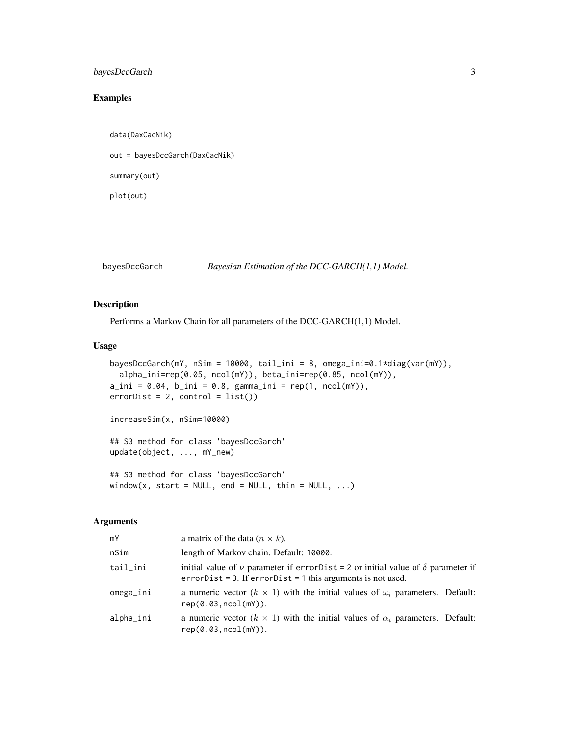## Examples

```
data(DaxCacNik)

out = bayesDccGarch(DaxCacNik)

summary(out)

plot(out)
```

---

## bayesDccGarch — *Bayesian Estimation of the DCC-GARCH(1,1) Model.*

### Description

Performs a Markov Chain for all parameters of the DCC-GARCH(1,1) Model.

### Usage

```
bayesDccGarch(mY, nSim = 10000, tail_ini = 8, omega_ini=0.1*diag(var(mY)),
  alpha_ini=rep(0.05, ncol(mY)), beta_ini=rep(0.85, ncol(mY)),
a_ini = 0.04, b_ini = 0.8, gamma_ini = rep(1, ncol(mY)),
errorDist = 2, control = list())

increaseSim(x, nSim=10000)

## S3 method for class 'bayesDccGarch'
update(object, ..., mY_new)

## S3 method for class 'bayesDccGarch'
window(x, start = NULL, end = NULL, thin = NULL, ...)
```

### Arguments

| | |
|---|---|
| mY | a matrix of the data ($n \times k$). |
| nSim | length of Markov chain. Default: 10000. |
| tail_ini | initial value of $\nu$ parameter if errorDist = 2 or initial value of $\delta$ parameter if errorDist = 3. If errorDist = 1 this arguments is not used. |
| omega_ini | a numeric vector ($k \times 1$) with the initial values of $\omega_i$ parameters. Default: rep(0.03,ncol(mY)). |
| alpha_ini | a numeric vector ($k \times 1$) with the initial values of $\alpha_i$ parameters. Default: rep(0.03,ncol(mY)). |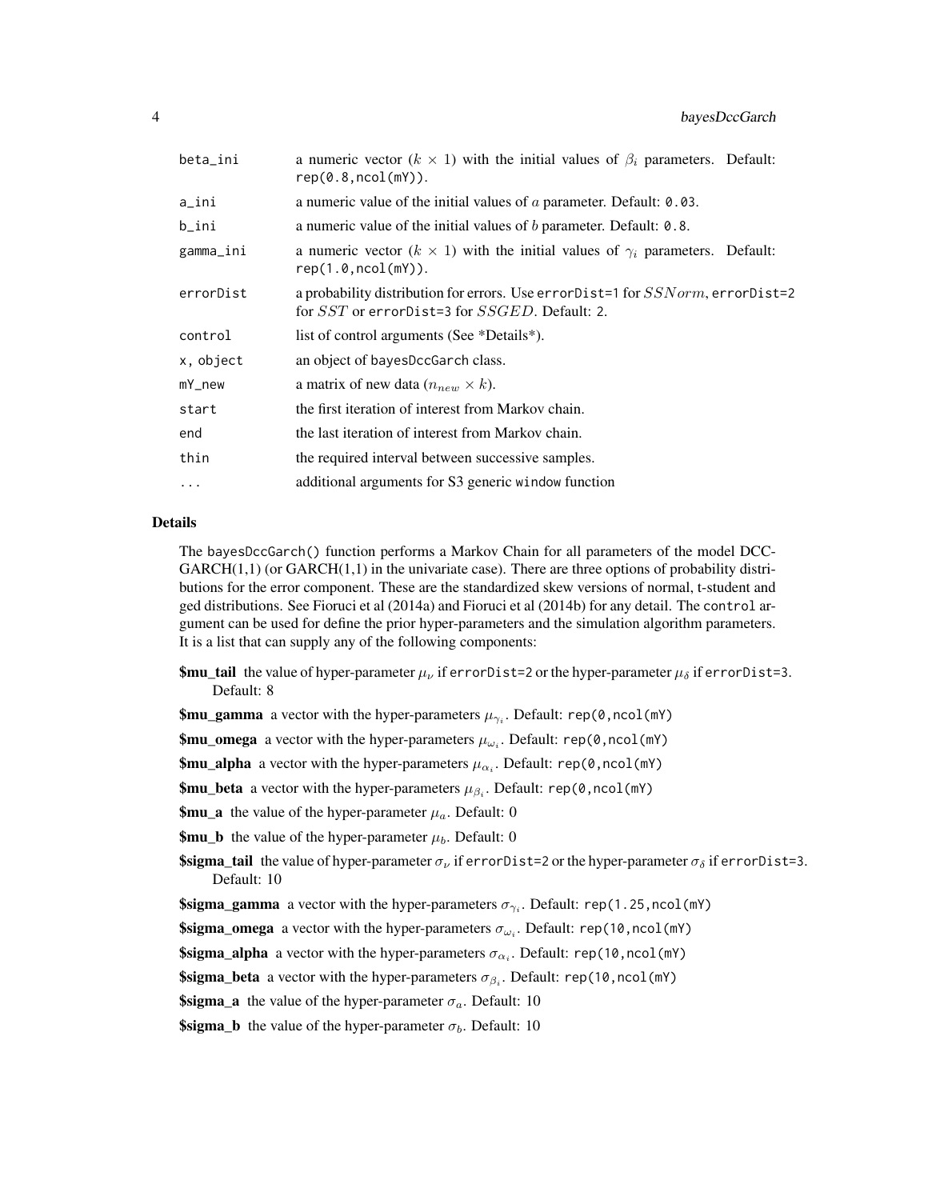| | |
|---|---|
| beta_ini | a numeric vector ($k \times 1$) with the initial values of $\beta_i$ parameters. Default: rep(0.8,ncol(mY)). |
| a_ini | a numeric value of the initial values of $a$ parameter. Default: 0.03. |
| b_ini | a numeric value of the initial values of $b$ parameter. Default: 0.8. |
| gamma_ini | a numeric vector ($k \times 1$) with the initial values of $\gamma_i$ parameters. Default: rep(1.0,ncol(mY)). |
| errorDist | a probability distribution for errors. Use errorDist=1 for $SSNorm$, errorDist=2 for $SST$ or errorDist=3 for $SSGED$. Default: 2. |
| control | list of control arguments (See *Details*). |
| x, object | an object of bayesDccGarch class. |
| mY_new | a matrix of new data ($n_{new} \times k$). |
| start | the first iteration of interest from Markov chain. |
| end | the last iteration of interest from Markov chain. |
| thin | the required interval between successive samples. |
| ... | additional arguments for S3 generic window function |

## Details

The bayesDccGarch() function performs a Markov Chain for all parameters of the model DCC-GARCH(1,1) (or GARCH(1,1) in the univariate case). There are three options of probability distributions for the error component. These are the standardized skew versions of normal, t-student and ged distributions. See Fioruci et al (2014a) and Fioruci et al (2014b) for any detail. The control argument can be used for define the prior hyper-parameters and the simulation algorithm parameters. It is a list that can supply any of the following components:

**$mu_tail** the value of hyper-parameter $\mu_\nu$ if errorDist=2 or the hyper-parameter $\mu_\delta$ if errorDist=3. Default: 8

**$mu_gamma** a vector with the hyper-parameters $\mu_{\gamma_i}$. Default: rep(0,ncol(mY)

**$mu_omega** a vector with the hyper-parameters $\mu_{\omega_i}$. Default: rep(0,ncol(mY)

**$mu_alpha** a vector with the hyper-parameters $\mu_{\alpha_i}$. Default: rep(0,ncol(mY)

**$mu_beta** a vector with the hyper-parameters $\mu_{\beta_i}$. Default: rep(0,ncol(mY)

**$mu_a** the value of the hyper-parameter $\mu_a$. Default: 0

**$mu_b** the value of the hyper-parameter $\mu_b$. Default: 0

**$sigma_tail** the value of hyper-parameter $\sigma_\nu$ if errorDist=2 or the hyper-parameter $\sigma_\delta$ if errorDist=3. Default: 10

**$sigma_gamma** a vector with the hyper-parameters $\sigma_{\gamma_i}$. Default: rep(1.25,ncol(mY)

**$sigma_omega** a vector with the hyper-parameters $\sigma_{\omega_i}$. Default: rep(10,ncol(mY)

**$sigma_alpha** a vector with the hyper-parameters $\sigma_{\alpha_i}$. Default: rep(10,ncol(mY)

**$sigma_beta** a vector with the hyper-parameters $\sigma_{\beta_i}$. Default: rep(10,ncol(mY)

**$sigma_a** the value of the hyper-parameter $\sigma_a$. Default: 10

**$sigma_b** the value of the hyper-parameter $\sigma_b$. Default: 10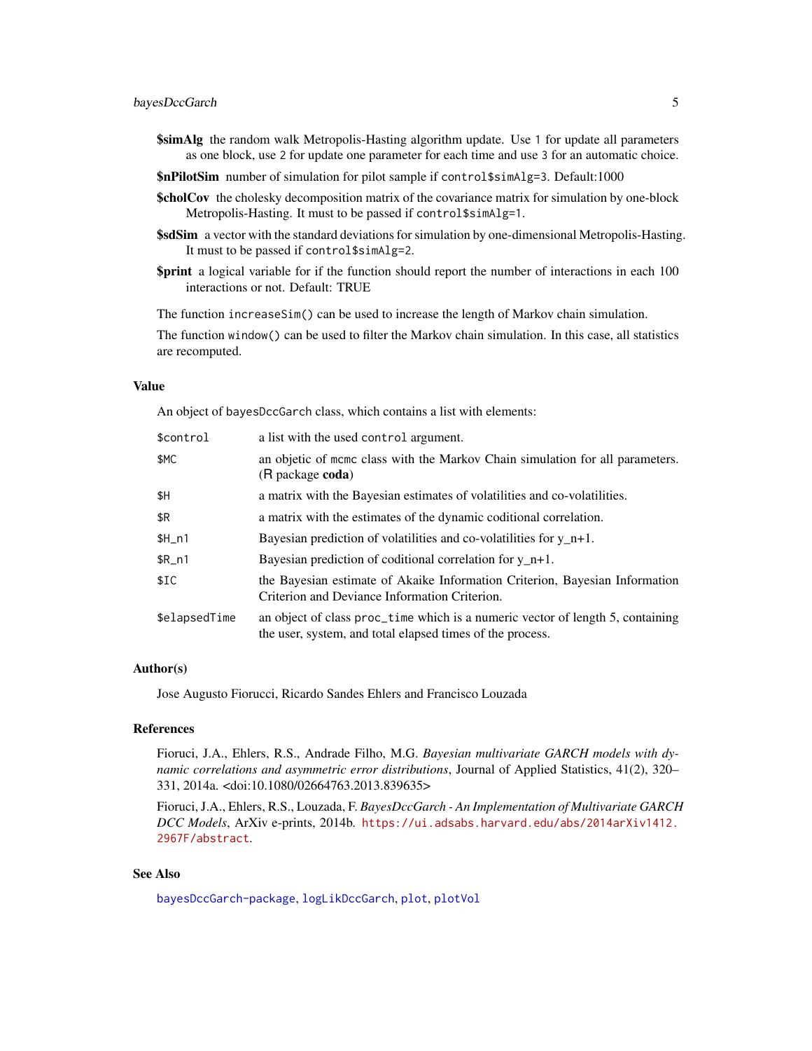**$simAlg** the random walk Metropolis-Hasting algorithm update. Use 1 for update all parameters as one block, use 2 for update one parameter for each time and use 3 for an automatic choice.

**$nPilotSim** number of simulation for pilot sample if `control$simAlg=3`. Default:1000

**$cholCov** the cholesky decomposition matrix of the covariance matrix for simulation by one-block Metropolis-Hasting. It must to be passed if `control$simAlg=1`.

**$sdSim** a vector with the standard deviations for simulation by one-dimensional Metropolis-Hasting. It must to be passed if `control$simAlg=2`.

**$print** a logical variable for if the function should report the number of interactions in each 100 interactions or not. Default: TRUE

The function `increaseSim()` can be used to increase the length of Markov chain simulation.

The function `window()` can be used to filter the Markov chain simulation. In this case, all statistics are recomputed.

## Value

An object of `bayesDccGarch` class, which contains a list with elements:

| | |
|---|---|
| `$control` | a list with the used `control` argument. |
| `$MC` | an objetic of `mcmc` class with the Markov Chain simulation for all parameters. (R package **coda**) |
| `$H` | a matrix with the Bayesian estimates of volatilities and co-volatilities. |
| `$R` | a matrix with the estimates of the dynamic coditional correlation. |
| `$H_n1` | Bayesian prediction of volatilities and co-volatilities for y_n+1. |
| `$R_n1` | Bayesian prediction of coditional correlation for y_n+1. |
| `$IC` | the Bayesian estimate of Akaike Information Criterion, Bayesian Information Criterion and Deviance Information Criterion. |
| `$elapsedTime` | an object of class `proc_time` which is a numeric vector of length 5, containing the user, system, and total elapsed times of the process. |

## Author(s)

Jose Augusto Fiorucci, Ricardo Sandes Ehlers and Francisco Louzada

## References

Fioruci, J.A., Ehlers, R.S., Andrade Filho, M.G. *Bayesian multivariate GARCH models with dynamic correlations and asymmetric error distributions*, Journal of Applied Statistics, 41(2), 320–331, 2014a. <doi:10.1080/02664763.2013.839635>

Fioruci, J.A., Ehlers, R.S., Louzada, F. *BayesDccGarch - An Implementation of Multivariate GARCH DCC Models*, ArXiv e-prints, 2014b. https://ui.adsabs.harvard.edu/abs/2014arXiv1412.2967F/abstract.

## See Also

bayesDccGarch-package, logLikDccGarch, plot, plotVol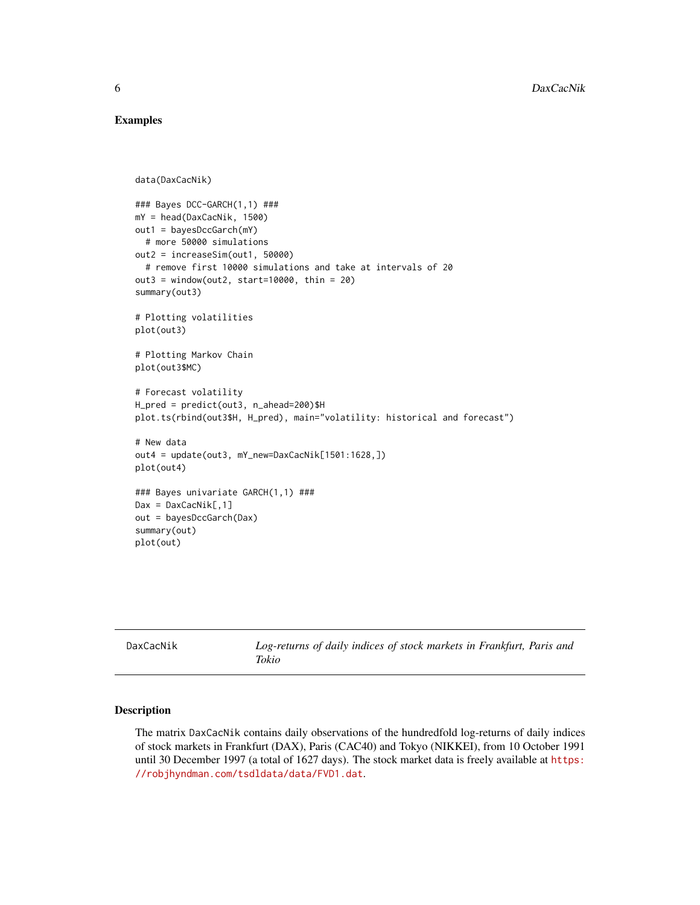## Examples

```
data(DaxCacNik)

### Bayes DCC-GARCH(1,1) ###
mY = head(DaxCacNik, 1500)
out1 = bayesDccGarch(mY)
  # more 50000 simulations
out2 = increaseSim(out1, 50000)
  # remove first 10000 simulations and take at intervals of 20
out3 = window(out2, start=10000, thin = 20)
summary(out3)

# Plotting volatilities
plot(out3)

# Plotting Markov Chain
plot(out3$MC)

# Forecast volatility
H_pred = predict(out3, n_ahead=200)$H
plot.ts(rbind(out3$H, H_pred), main="volatility: historical and forecast")

# New data
out4 = update(out3, mY_new=DaxCacNik[1501:1628,])
plot(out4)

### Bayes univariate GARCH(1,1) ###
Dax = DaxCacNik[,1]
out = bayesDccGarch(Dax)
summary(out)
plot(out)
```

---

DaxCacNik — *Log-returns of daily indices of stock markets in Frankfurt, Paris and Tokio*

---

## Description

The matrix DaxCacNik contains daily observations of the hundredfold log-returns of daily indices of stock markets in Frankfurt (DAX), Paris (CAC40) and Tokyo (NIKKEI), from 10 October 1991 until 30 December 1997 (a total of 1627 days). The stock market data is freely available at https://robjhyndman.com/tsdldata/data/FVD1.dat.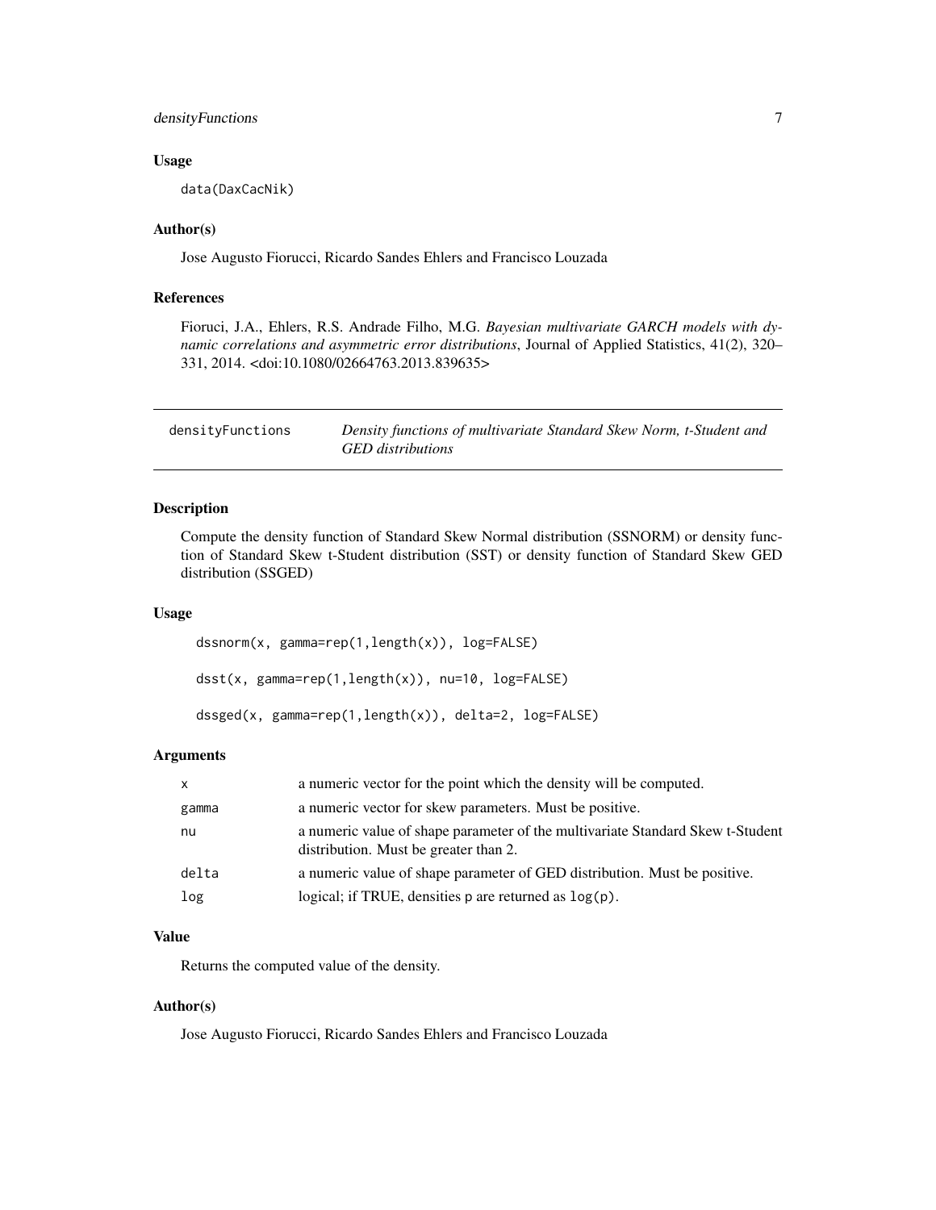### Usage

```
data(DaxCacNik)
```

### Author(s)

Jose Augusto Fiorucci, Ricardo Sandes Ehlers and Francisco Louzada

### References

Fioruci, J.A., Ehlers, R.S. Andrade Filho, M.G. *Bayesian multivariate GARCH models with dynamic correlations and asymmetric error distributions*, Journal of Applied Statistics, 41(2), 320–331, 2014. <doi:10.1080/02664763.2013.839635>

---

## densityFunctions — *Density functions of multivariate Standard Skew Norm, t-Student and GED distributions*

---

### Description

Compute the density function of Standard Skew Normal distribution (SSNORM) or density function of Standard Skew t-Student distribution (SST) or density function of Standard Skew GED distribution (SSGED)

### Usage

```
dssnorm(x, gamma=rep(1,length(x)), log=FALSE)

dsst(x, gamma=rep(1,length(x)), nu=10, log=FALSE)

dssged(x, gamma=rep(1,length(x)), delta=2, log=FALSE)
```

### Arguments

| | |
|---|---|
| `x` | a numeric vector for the point which the density will be computed. |
| `gamma` | a numeric vector for skew parameters. Must be positive. |
| `nu` | a numeric value of shape parameter of the multivariate Standard Skew t-Student distribution. Must be greater than 2. |
| `delta` | a numeric value of shape parameter of GED distribution. Must be positive. |
| `log` | logical; if TRUE, densities `p` are returned as `log(p)`. |

### Value

Returns the computed value of the density.

### Author(s)

Jose Augusto Fiorucci, Ricardo Sandes Ehlers and Francisco Louzada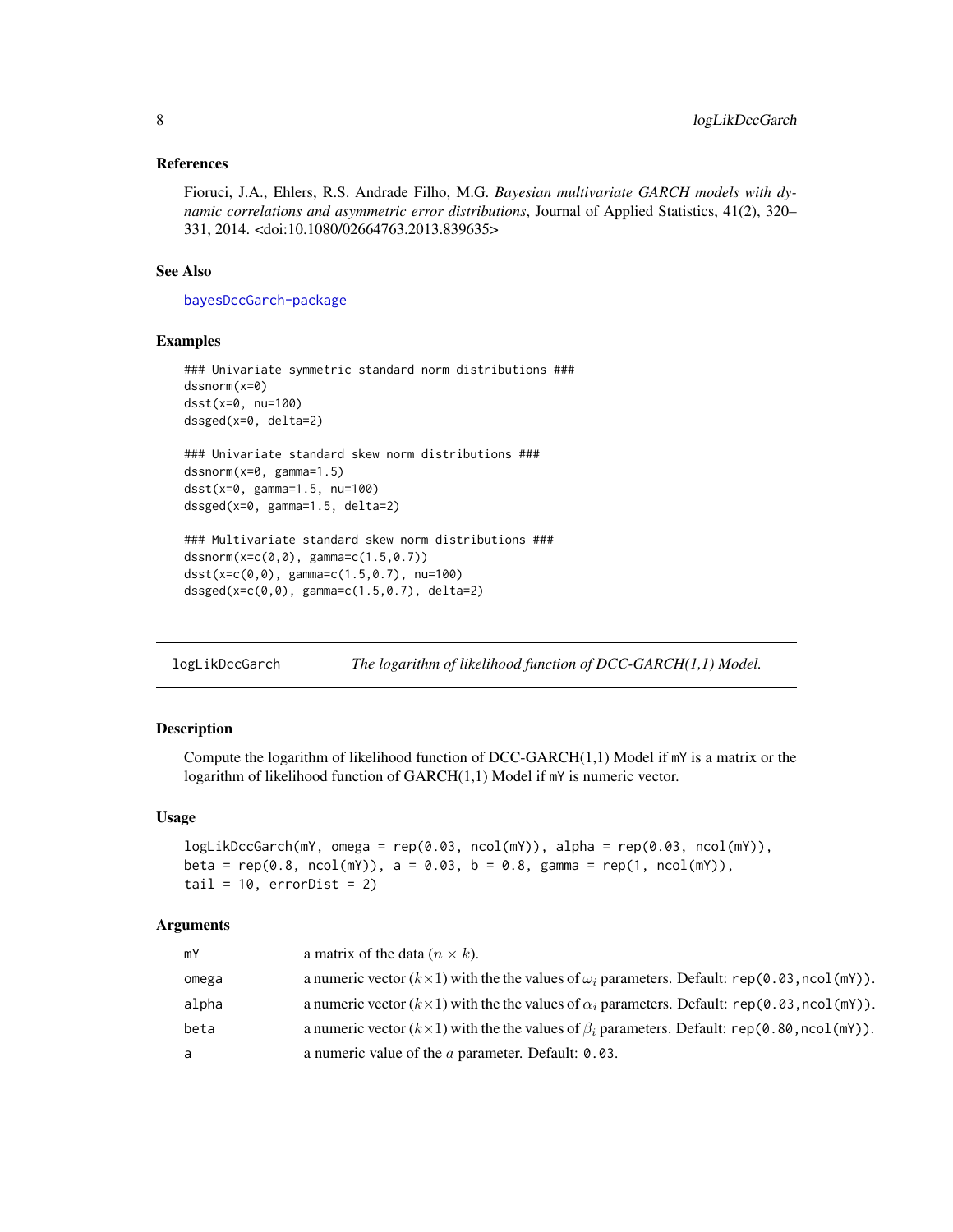### References

Fioruci, J.A., Ehlers, R.S. Andrade Filho, M.G. *Bayesian multivariate GARCH models with dynamic correlations and asymmetric error distributions*, Journal of Applied Statistics, 41(2), 320–331, 2014. <doi:10.1080/02664763.2013.839635>

### See Also

bayesDccGarch-package

### Examples

```
### Univariate symmetric standard norm distributions ###
dssnorm(x=0)
dsst(x=0, nu=100)
dssged(x=0, delta=2)

### Univariate standard skew norm distributions ###
dssnorm(x=0, gamma=1.5)
dsst(x=0, gamma=1.5, nu=100)
dssged(x=0, gamma=1.5, delta=2)

### Multivariate standard skew norm distributions ###
dssnorm(x=c(0,0), gamma=c(1.5,0.7))
dsst(x=c(0,0), gamma=c(1.5,0.7), nu=100)
dssged(x=c(0,0), gamma=c(1.5,0.7), delta=2)
```

---

## logLikDccGarch — *The logarithm of likelihood function of DCC-GARCH(1,1) Model.*

### Description

Compute the logarithm of likelihood function of DCC-GARCH(1,1) Model if `mY` is a matrix or the logarithm of likelihood function of GARCH(1,1) Model if `mY` is numeric vector.

### Usage

```
logLikDccGarch(mY, omega = rep(0.03, ncol(mY)), alpha = rep(0.03, ncol(mY)),
beta = rep(0.8, ncol(mY)), a = 0.03, b = 0.8, gamma = rep(1, ncol(mY)),
tail = 10, errorDist = 2)
```

### Arguments

| | |
|---|---|
| mY | a matrix of the data ($n \times k$). |
| omega | a numeric vector ($k \times 1$) with the the values of $\omega_i$ parameters. Default: `rep(0.03,ncol(mY))`. |
| alpha | a numeric vector ($k \times 1$) with the the values of $\alpha_i$ parameters. Default: `rep(0.03,ncol(mY))`. |
| beta | a numeric vector ($k \times 1$) with the the values of $\beta_i$ parameters. Default: `rep(0.80,ncol(mY))`. |
| a | a numeric value of the $a$ parameter. Default: `0.03`. |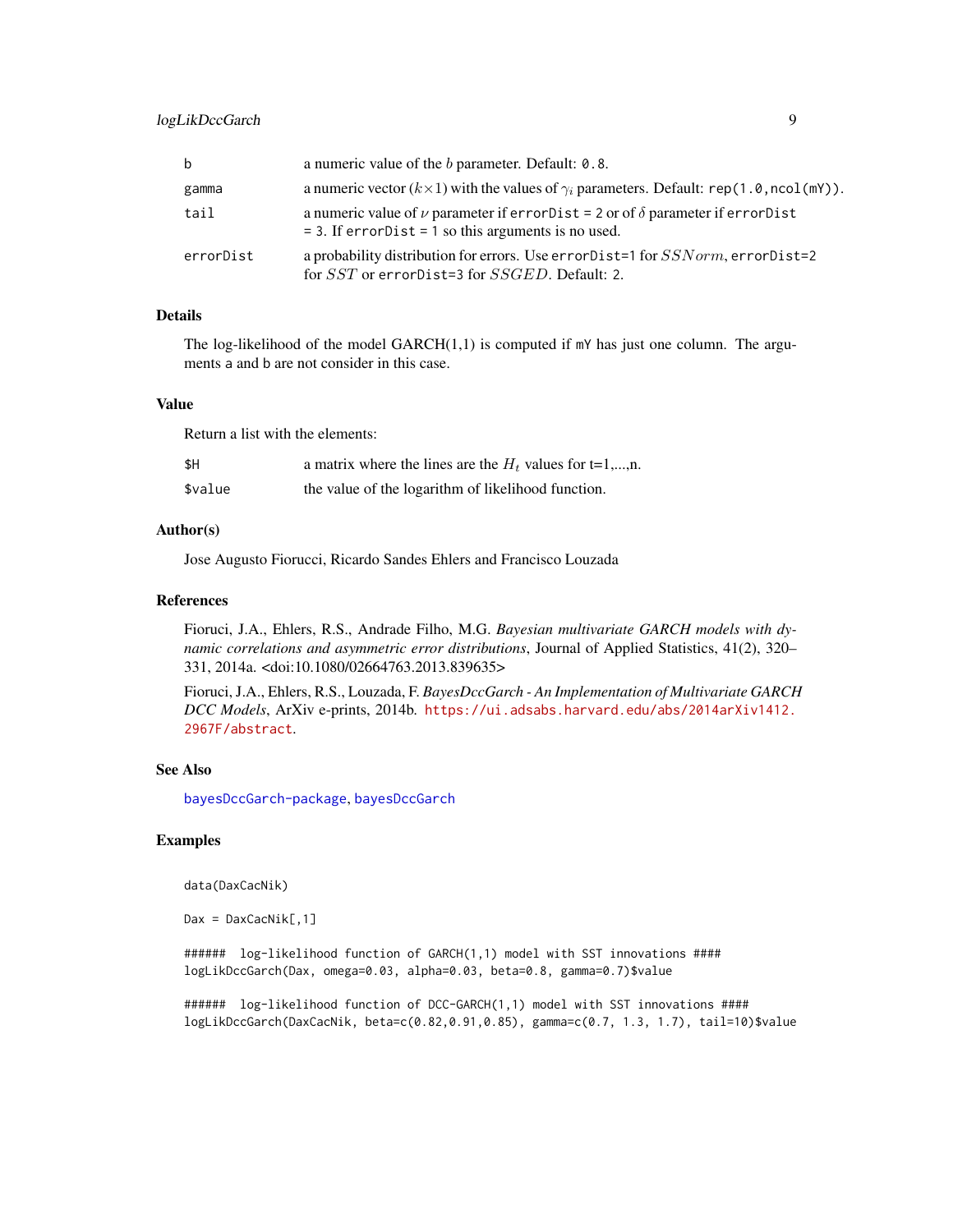| | |
|---|---|
| b | a numeric value of the $b$ parameter. Default: 0.8. |
| gamma | a numeric vector ($k \times 1$) with the values of $\gamma_i$ parameters. Default: rep(1.0,ncol(mY)). |
| tail | a numeric value of $\nu$ parameter if errorDist = 2 or of $\delta$ parameter if errorDist = 3. If errorDist = 1 so this arguments is no used. |
| errorDist | a probability distribution for errors. Use errorDist=1 for $SSNorm$, errorDist=2 for $SST$ or errorDist=3 for $SSGED$. Default: 2. |

## Details

The log-likelihood of the model GARCH(1,1) is computed if mY has just one column. The arguments a and b are not consider in this case.

## Value

Return a list with the elements:

| | |
|---|---|
| $H | a matrix where the lines are the $H_t$ values for t=1,...,n. |
| $value | the value of the logarithm of likelihood function. |

## Author(s)

Jose Augusto Fiorucci, Ricardo Sandes Ehlers and Francisco Louzada

## References

Fioruci, J.A., Ehlers, R.S., Andrade Filho, M.G. *Bayesian multivariate GARCH models with dynamic correlations and asymmetric error distributions*, Journal of Applied Statistics, 41(2), 320–331, 2014a. <doi:10.1080/02664763.2013.839635>

Fioruci, J.A., Ehlers, R.S., Louzada, F. *BayesDccGarch - An Implementation of Multivariate GARCH DCC Models*, ArXiv e-prints, 2014b. https://ui.adsabs.harvard.edu/abs/2014arXiv1412.2967F/abstract.

## See Also

bayesDccGarch-package, bayesDccGarch

## Examples

```
data(DaxCacNik)

Dax = DaxCacNik[,1]

######  log-likelihood function of GARCH(1,1) model with SST innovations ####
logLikDccGarch(Dax, omega=0.03, alpha=0.03, beta=0.8, gamma=0.7)$value

######  log-likelihood function of DCC-GARCH(1,1) model with SST innovations ####
logLikDccGarch(DaxCacNik, beta=c(0.82,0.91,0.85), gamma=c(0.7, 1.3, 1.7), tail=10)$value
```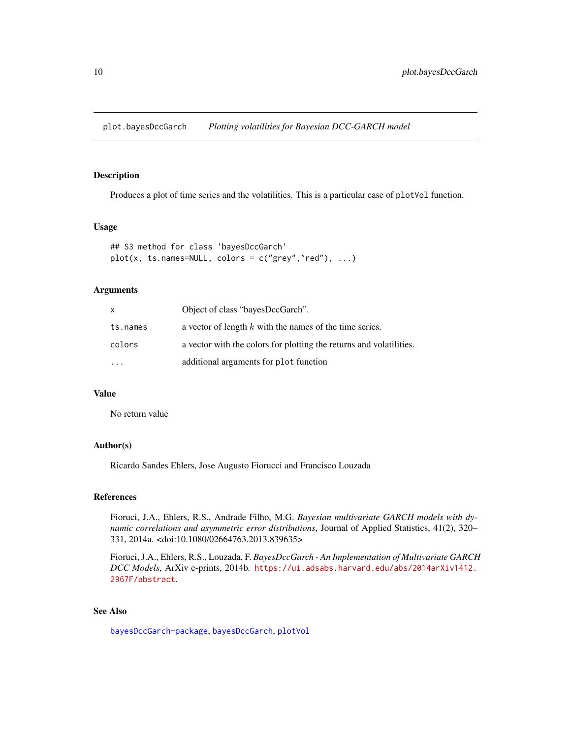# plot.bayesDccGarch *Plotting volatilities for Bayesian DCC-GARCH model*

## Description

Produces a plot of time series and the volatilities. This is a particular case of `plotVol` function.

## Usage

```
## S3 method for class 'bayesDccGarch'
plot(x, ts.names=NULL, colors = c("grey","red"), ...)
```

## Arguments

| | |
|---|---|
| `x` | Object of class "bayesDccGarch". |
| `ts.names` | a vector of length $k$ with the names of the time series. |
| `colors` | a vector with the colors for plotting the returns and volatilities. |
| `...` | additional arguments for `plot` function |

## Value

No return value

## Author(s)

Ricardo Sandes Ehlers, Jose Augusto Fiorucci and Francisco Louzada

## References

Fioruci, J.A., Ehlers, R.S., Andrade Filho, M.G. *Bayesian multivariate GARCH models with dynamic correlations and asymmetric error distributions*, Journal of Applied Statistics, 41(2), 320–331, 2014a. <doi:10.1080/02664763.2013.839635>

Fioruci, J.A., Ehlers, R.S., Louzada, F. *BayesDccGarch - An Implementation of Multivariate GARCH DCC Models*, ArXiv e-prints, 2014b. https://ui.adsabs.harvard.edu/abs/2014arXiv1412.2967F/abstract.

## See Also

bayesDccGarch-package, bayesDccGarch, plotVol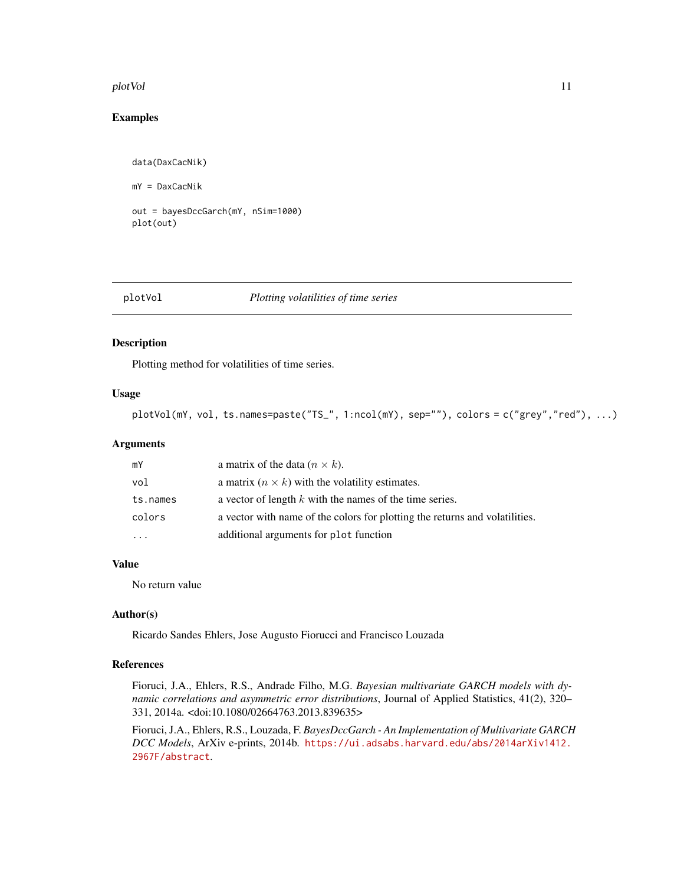## Examples

```
data(DaxCacNik)

mY = DaxCacNik

out = bayesDccGarch(mY, nSim=1000)
plot(out)
```

---

## plotVol — *Plotting volatilities of time series*

---

### Description

Plotting method for volatilities of time series.

### Usage

```
plotVol(mY, vol, ts.names=paste("TS_", 1:ncol(mY), sep=""), colors = c("grey","red"), ...)
```

### Arguments

| | |
|---|---|
| mY | a matrix of the data ($n \times k$). |
| vol | a matrix ($n \times k$) with the volatility estimates. |
| ts.names | a vector of length $k$ with the names of the time series. |
| colors | a vector with name of the colors for plotting the returns and volatilities. |
| ... | additional arguments for `plot` function |

### Value

No return value

### Author(s)

Ricardo Sandes Ehlers, Jose Augusto Fiorucci and Francisco Louzada

### References

Fioruci, J.A., Ehlers, R.S., Andrade Filho, M.G. *Bayesian multivariate GARCH models with dynamic correlations and asymmetric error distributions*, Journal of Applied Statistics, 41(2), 320–331, 2014a. <doi:10.1080/02664763.2013.839635>

Fioruci, J.A., Ehlers, R.S., Louzada, F. *BayesDccGarch - An Implementation of Multivariate GARCH DCC Models*, ArXiv e-prints, 2014b. https://ui.adsabs.harvard.edu/abs/2014arXiv1412.2967F/abstract.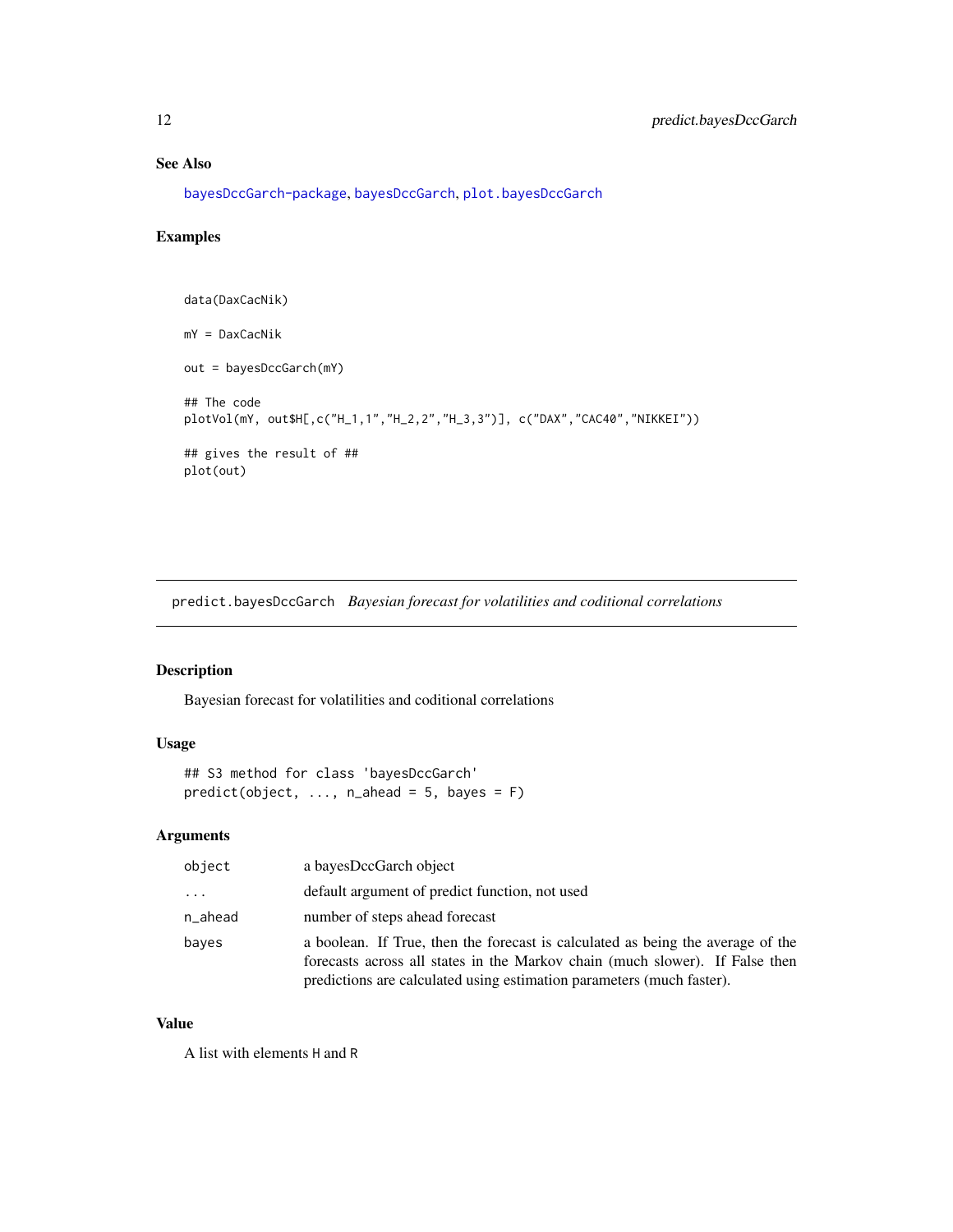## See Also

bayesDccGarch-package, bayesDccGarch, plot.bayesDccGarch

## Examples

```
data(DaxCacNik)

mY = DaxCacNik

out = bayesDccGarch(mY)

## The code
plotVol(mY, out$H[,c("H_1,1","H_2,2","H_3,3")], c("DAX","CAC40","NIKKEI"))

## gives the result of ##
plot(out)
```

---

# predict.bayesDccGarch *Bayesian forecast for volatilities and coditional correlations*

## Description

Bayesian forecast for volatilities and coditional correlations

## Usage

```
## S3 method for class 'bayesDccGarch'
predict(object, ..., n_ahead = 5, bayes = F)
```

## Arguments

| | |
|---|---|
| object | a bayesDccGarch object |
| ... | default argument of predict function, not used |
| n_ahead | number of steps ahead forecast |
| bayes | a boolean. If True, then the forecast is calculated as being the average of the forecasts across all states in the Markov chain (much slower). If False then predictions are calculated using estimation parameters (much faster). |

## Value

A list with elements H and R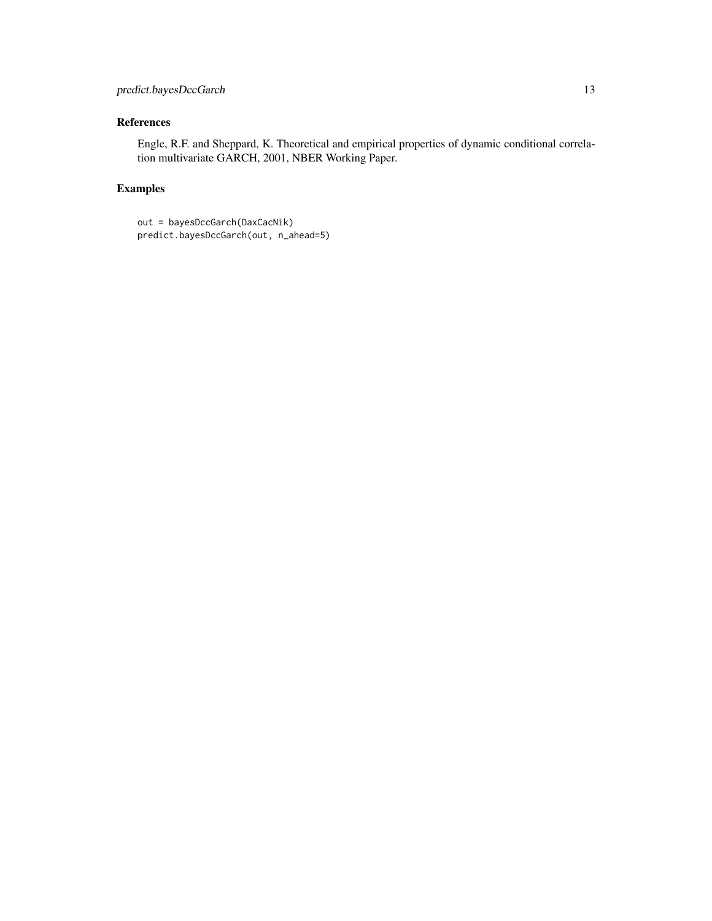## References

Engle, R.F. and Sheppard, K. Theoretical and empirical properties of dynamic conditional correlation multivariate GARCH, 2001, NBER Working Paper.

## Examples

```
out = bayesDccGarch(DaxCacNik)
predict.bayesDccGarch(out, n_ahead=5)
```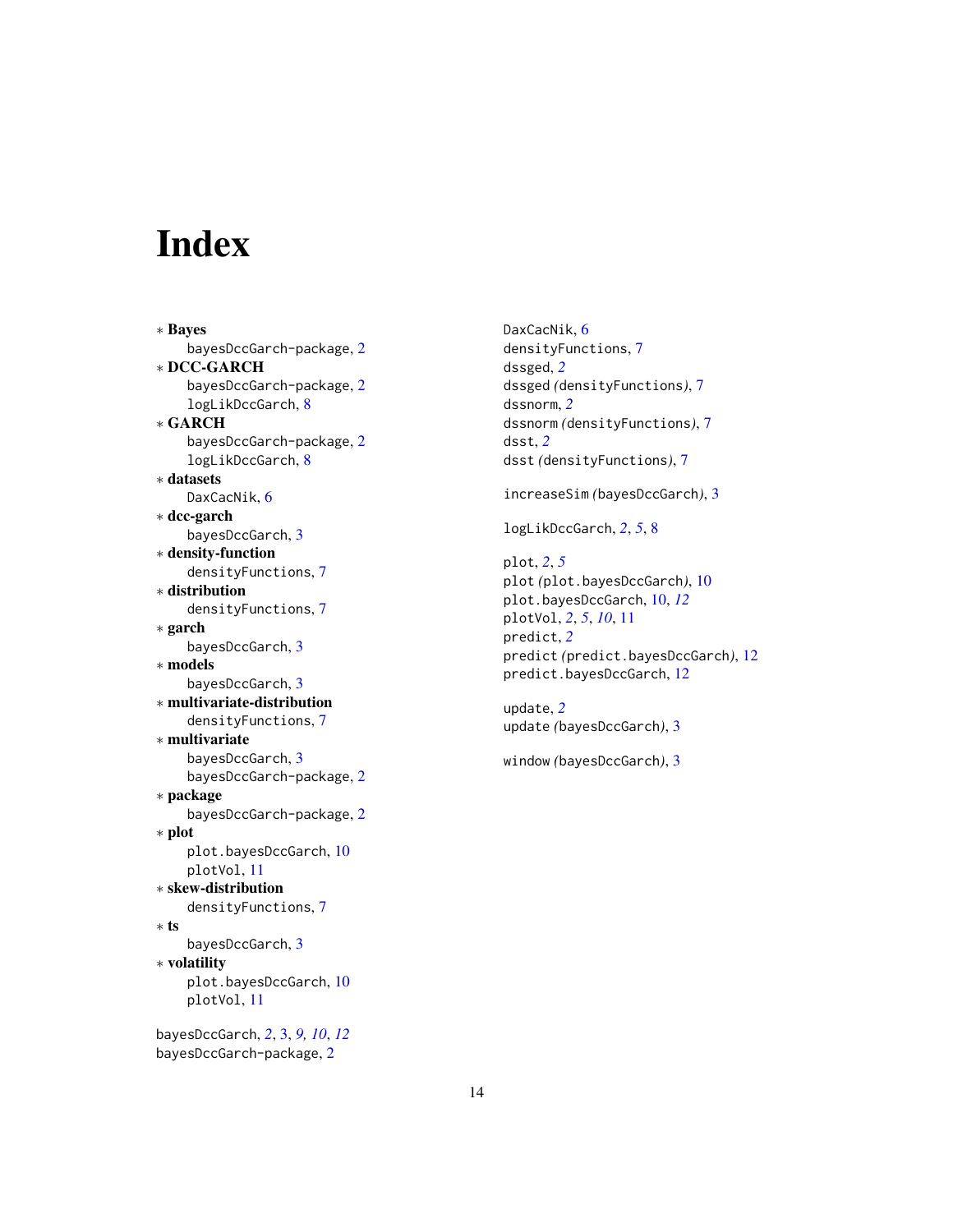# Index

∗ **Bayes**
bayesDccGarch-package, 2

∗ **DCC-GARCH**
bayesDccGarch-package, 2
logLikDccGarch, 8

∗ **GARCH**
bayesDccGarch-package, 2
logLikDccGarch, 8

∗ **datasets**
DaxCacNik, 6

∗ **dcc-garch**
bayesDccGarch, 3

∗ **density-function**
densityFunctions, 7

∗ **distribution**
densityFunctions, 7

∗ **garch**
bayesDccGarch, 3

∗ **models**
bayesDccGarch, 3

∗ **multivariate-distribution**
densityFunctions, 7

∗ **multivariate**
bayesDccGarch, 3
bayesDccGarch-package, 2

∗ **package**
bayesDccGarch-package, 2

∗ **plot**
plot.bayesDccGarch, 10
plotVol, 11

∗ **skew-distribution**
densityFunctions, 7

∗ **ts**
bayesDccGarch, 3

∗ **volatility**
plot.bayesDccGarch, 10
plotVol, 11

bayesDccGarch, *2*, 3, *9*, *10*, *12*
bayesDccGarch-package, 2

DaxCacNik, 6
densityFunctions, 7
dssged, *2*
dssged (densityFunctions), 7
dssnorm, *2*
dssnorm (densityFunctions), 7
dsst, *2*
dsst (densityFunctions), 7

increaseSim (bayesDccGarch), 3

logLikDccGarch, *2*, *5*, 8

plot, *2*, *5*
plot (plot.bayesDccGarch), 10
plot.bayesDccGarch, 10, *12*
plotVol, *2*, *5*, *10*, 11
predict, *2*
predict (predict.bayesDccGarch), 12
predict.bayesDccGarch, 12

update, *2*
update (bayesDccGarch), 3

window (bayesDccGarch), 3